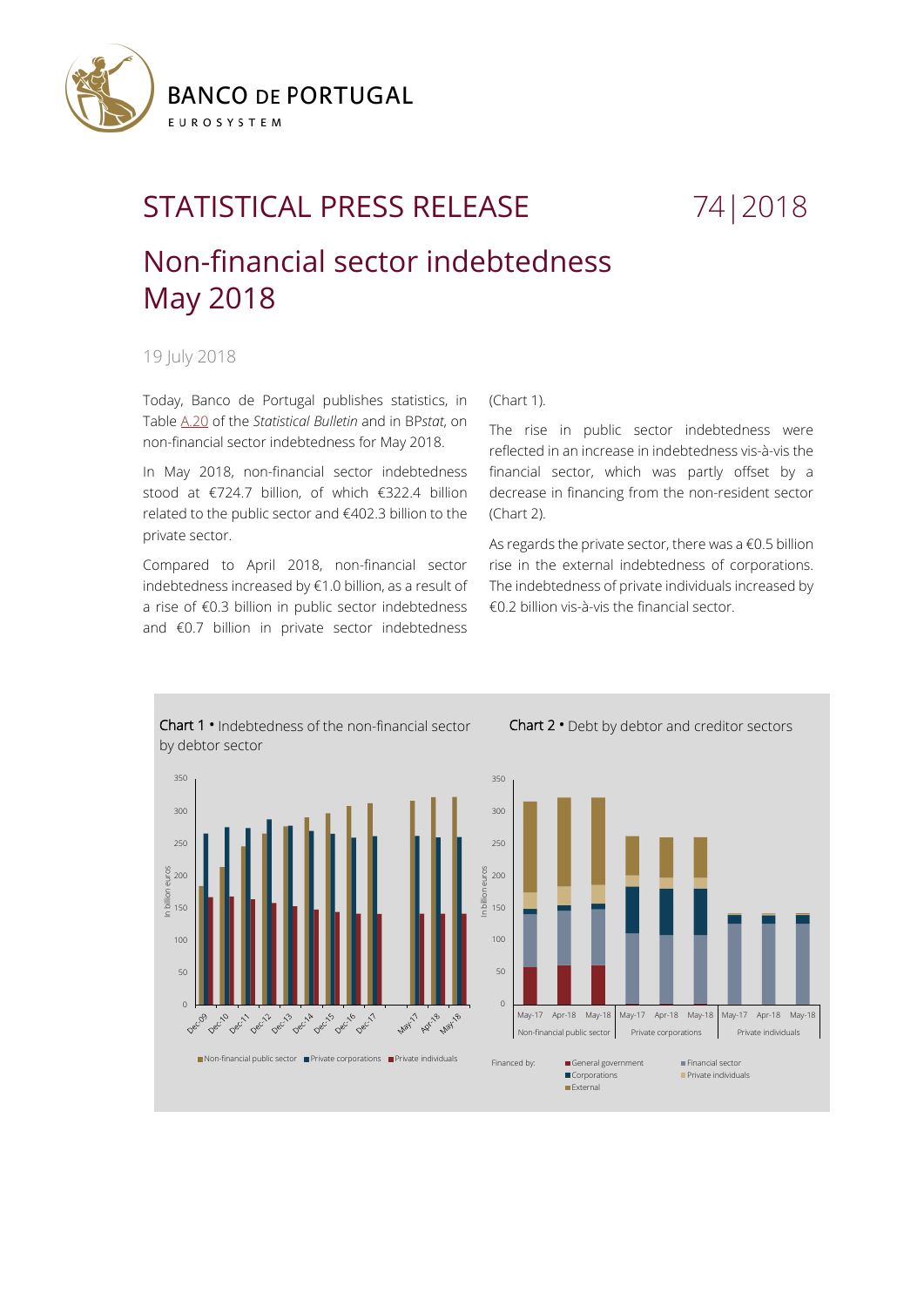# STATISTICAL PRESS RELEASE 74|2018

## Non-financial sector indebtedness May 2018

19 July 2018

Today, Banco de Portugal publishes statistics, in Table A.20 of the *Statistical Bulletin* and in BP*stat*, on non-financial sector indebtedness for May 2018.

In May 2018, non-financial sector indebtedness stood at €724.7 billion, of which €322.4 billion related to the public sector and €402.3 billion to the private sector.

Compared to April 2018, non-financial sector indebtedness increased by €1.0 billion, as a result of a rise of €0.3 billion in public sector indebtedness and €0.7 billion in private sector indebtedness (Chart 1).

The rise in public sector indebtedness were reflected in an increase in indebtedness vis-à-vis the financial sector, which was partly offset by a decrease in financing from the non-resident sector (Chart 2).

As regards the private sector, there was a €0.5 billion rise in the external indebtedness of corporations. The indebtedness of private individuals increased by €0.2 billion vis-à-vis the financial sector.

**Chart 1** • Indebtedness of the non-financial sector by debtor sector

**Chart 2** • Debt by debtor and creditor sectors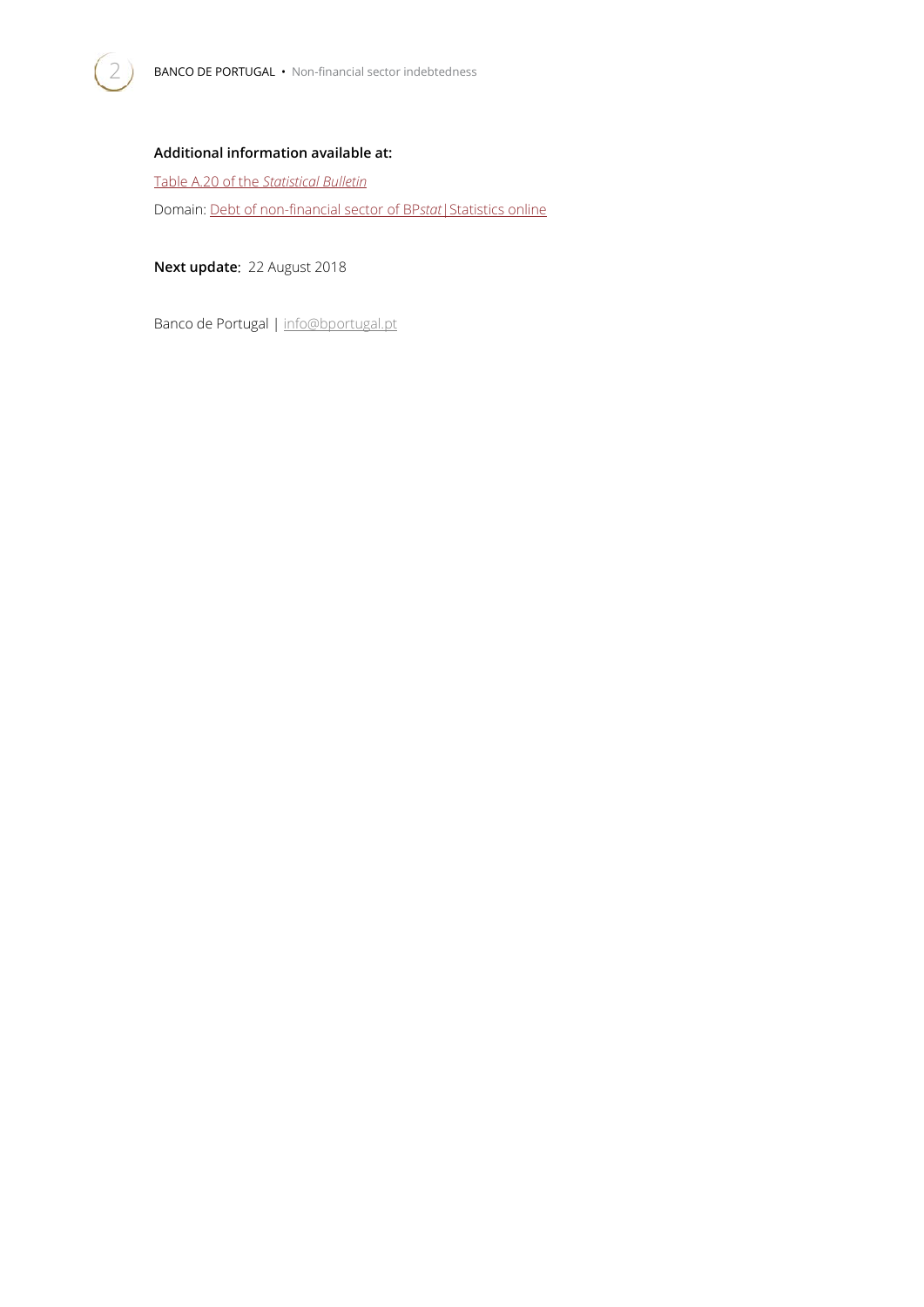**Additional information available at:**

Table A.20 of the *Statistical Bulletin*

Domain: Debt of non-financial sector of BP*stat*|Statistics online

**Next update**: 22 August 2018

Banco de Portugal | info@bportugal.pt